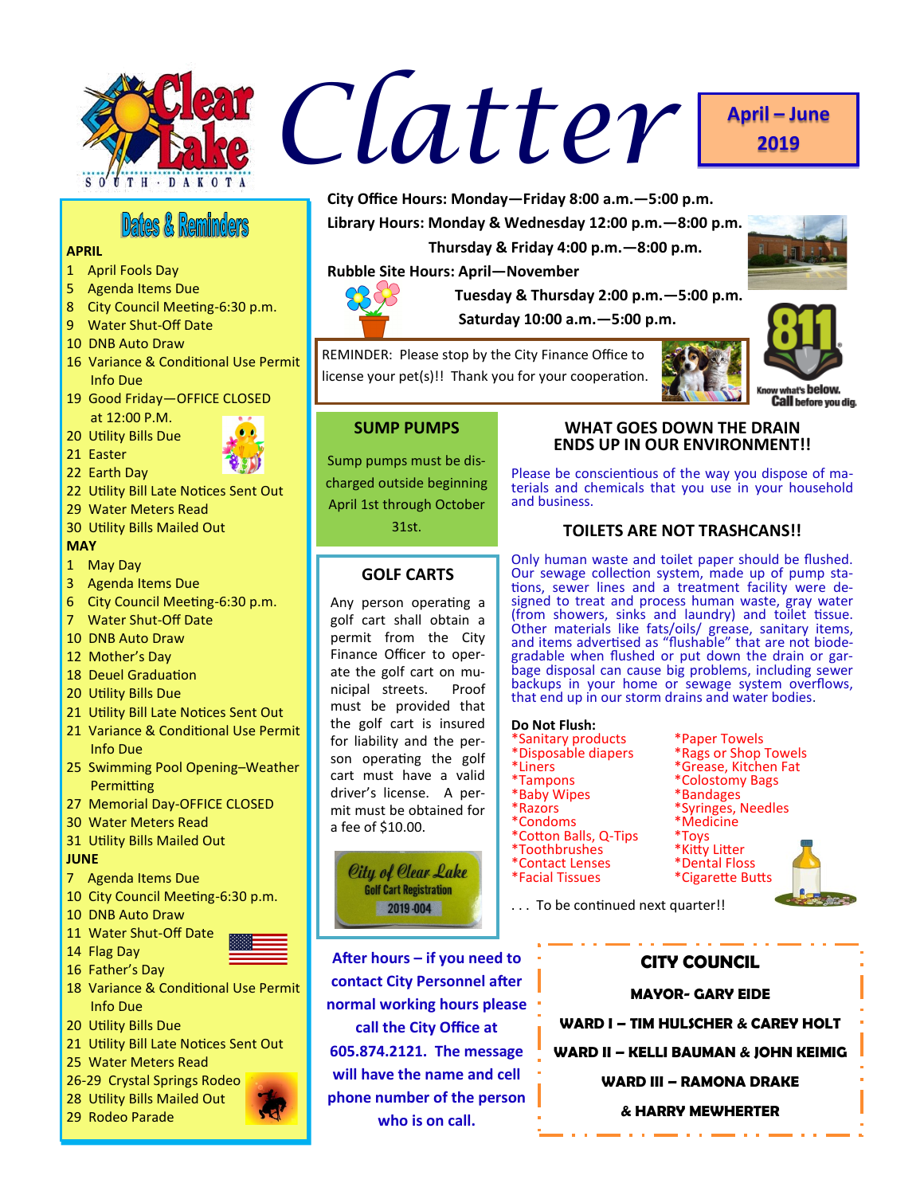# Clatter

**April – June 2019**

**City Office Hours: Monday—Friday 8:00 a.m.—5:00 p.m.**

**Library Hours: Monday & Wednesday 12:00 p.m.—8:00 p.m.**

**Thursday & Friday 4:00 p.m.—8:00 p.m.**

**Rubble Site Hours: April—November**

**Tuesday & Thursday 2:00 p.m.—5:00 p.m.**

**Saturday 10:00 a.m.—5:00 p.m.**

REMINDER: Please stop by the City Finance Office to license your pet(s)!! Thank you for your cooperation.

811 Know what's below. Call before you dig.

## Dates & Reminders

**APRIL**

1 April Fools Day
5 Agenda Items Due
8 City Council Meeting-6:30 p.m.
9 Water Shut-Off Date
10 DNB Auto Draw
16 Variance & Conditional Use Permit Info Due
19 Good Friday—OFFICE CLOSED at 12:00 P.M.
20 Utility Bills Due
21 Easter
22 Earth Day
22 Utility Bill Late Notices Sent Out
29 Water Meters Read
30 Utility Bills Mailed Out

**MAY**

1 May Day
3 Agenda Items Due
6 City Council Meeting-6:30 p.m.
7 Water Shut-Off Date
10 DNB Auto Draw
12 Mother's Day
18 Deuel Graduation
20 Utility Bills Due
21 Utility Bill Late Notices Sent Out
21 Variance & Conditional Use Permit Info Due
25 Swimming Pool Opening–Weather Permitting
27 Memorial Day-OFFICE CLOSED
30 Water Meters Read
31 Utility Bills Mailed Out

**JUNE**

7 Agenda Items Due
10 City Council Meeting-6:30 p.m.
10 DNB Auto Draw
11 Water Shut-Off Date
14 Flag Day
16 Father's Day
18 Variance & Conditional Use Permit Info Due
20 Utility Bills Due
21 Utility Bill Late Notices Sent Out
25 Water Meters Read
26-29 Crystal Springs Rodeo
28 Utility Bills Mailed Out
29 Rodeo Parade

## SUMP PUMPS

Sump pumps must be discharged outside beginning April 1st through October 31st.

## GOLF CARTS

Any person operating a golf cart shall obtain a permit from the City Finance Officer to operate the golf cart on municipal streets. Proof must be provided that the golf cart is insured for liability and the person operating the golf cart must have a valid driver's license. A permit must be obtained for a fee of $10.00.

City of Clear Lake Golf Cart Registration 2019-004

**After hours – if you need to contact City Personnel after normal working hours please call the City Office at 605.874.2121. The message will have the name and cell phone number of the person who is on call.**

## WHAT GOES DOWN THE DRAIN ENDS UP IN OUR ENVIRONMENT!!

Please be conscientious of the way you dispose of materials and chemicals that you use in your household and business.

## TOILETS ARE NOT TRASHCANS!!

Only human waste and toilet paper should be flushed. Our sewage collection system, made up of pump stations, sewer lines and a treatment facility were designed to treat and process human waste, gray water (from showers, sinks and laundry) and toilet tissue. Other materials like fats/oils/ grease, sanitary items, and items advertised as "flushable" that are not biodegradable when flushed or put down the drain or garbage disposal can cause big problems, including sewer backups in your home or sewage system overflows, that end up in our storm drains and water bodies.

**Do Not Flush:**

| | |
|---|---|
| *Sanitary products | *Paper Towels |
| *Disposable diapers | *Rags or Shop Towels |
| *Liners | *Grease, Kitchen Fat |
| *Tampons | *Colostomy Bags |
| *Baby Wipes | *Bandages |
| *Razors | *Syringes, Needles |
| *Condoms | *Medicine |
| *Cotton Balls, Q-Tips | *Toys |
| *Toothbrushes | *Kitty Litter |
| *Contact Lenses | *Dental Floss |
| *Facial Tissues | *Cigarette Butts |

. . . To be continued next quarter!!

## CITY COUNCIL

**MAYOR- GARY EIDE**

**WARD I – TIM HULSCHER & CAREY HOLT**

**WARD II – KELLI BAUMAN & JOHN KEIMIG**

**WARD III – RAMONA DRAKE & HARRY MEWHERTER**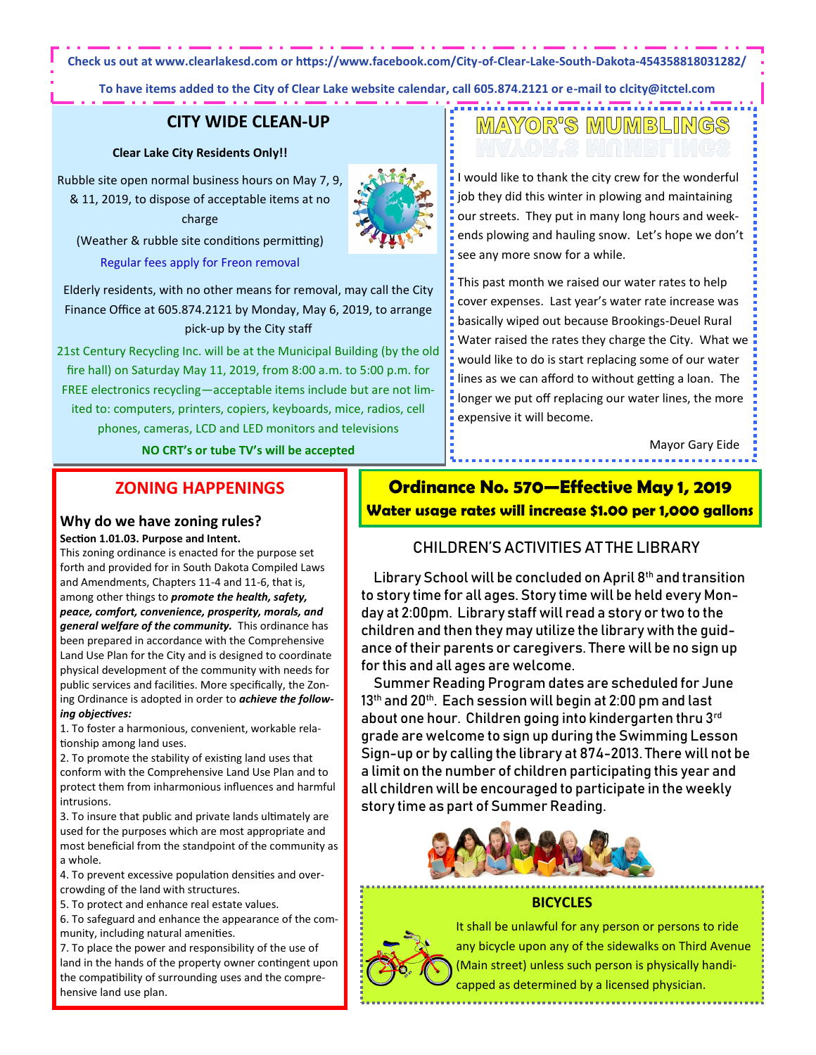Check us out at www.clearlakesd.com or https://www.facebook.com/City-of-Clear-Lake-South-Dakota-454358818031282/

To have items added to the City of Clear Lake website calendar, call 605.874.2121 or e-mail to clcity@itctel.com

## CITY WIDE CLEAN-UP

**Clear Lake City Residents Only!!**

Rubble site open normal business hours on May 7, 9, & 11, 2019, to dispose of acceptable items at no charge

(Weather & rubble site conditions permitting)

Regular fees apply for Freon removal

Elderly residents, with no other means for removal, may call the City Finance Office at 605.874.2121 by Monday, May 6, 2019, to arrange pick-up by the City staff

21st Century Recycling Inc. will be at the Municipal Building (by the old fire hall) on Saturday May 11, 2019, from 8:00 a.m. to 5:00 p.m. for FREE electronics recycling—acceptable items include but are not limited to: computers, printers, copiers, keyboards, mice, radios, cell phones, cameras, LCD and LED monitors and televisions

**NO CRT's or tube TV's will be accepted**

## MAYOR'S MUMBLINGS

I would like to thank the city crew for the wonderful job they did this winter in plowing and maintaining our streets. They put in many long hours and week-ends plowing and hauling snow. Let's hope we don't see any more snow for a while.

This past month we raised our water rates to help cover expenses. Last year's water rate increase was basically wiped out because Brookings-Deuel Rural Water raised the rates they charge the City. What we would like to do is start replacing some of our water lines as we can afford to without getting a loan. The longer we put off replacing our water lines, the more expensive it will become.

Mayor Gary Eide

## ZONING HAPPENINGS

### Why do we have zoning rules?

**Section 1.01.03. Purpose and Intent.**

This zoning ordinance is enacted for the purpose set forth and provided for in South Dakota Compiled Laws and Amendments, Chapters 11-4 and 11-6, that is, among other things to ***promote the health, safety, peace, comfort, convenience, prosperity, morals, and general welfare of the community.*** This ordinance has been prepared in accordance with the Comprehensive Land Use Plan for the City and is designed to coordinate physical development of the community with needs for public services and facilities. More specifically, the Zoning Ordinance is adopted in order to ***achieve the following objectives:***

1. To foster a harmonious, convenient, workable relationship among land uses.
2. To promote the stability of existing land uses that conform with the Comprehensive Land Use Plan and to protect them from inharmonious influences and harmful intrusions.
3. To insure that public and private lands ultimately are used for the purposes which are most appropriate and most beneficial from the standpoint of the community as a whole.
4. To prevent excessive population densities and over-crowding of the land with structures.
5. To protect and enhance real estate values.
6. To safeguard and enhance the appearance of the community, including natural amenities.
7. To place the power and responsibility of the use of land in the hands of the property owner contingent upon the compatibility of surrounding uses and the comprehensive land use plan.

## Ordinance No. 570—Effective May 1, 2019

**Water usage rates will increase $1.00 per 1,000 gallons**

## CHILDREN'S ACTIVITIES AT THE LIBRARY

Library School will be concluded on April 8th and transition to story time for all ages. Story time will be held every Monday at 2:00pm. Library staff will read a story or two to the children and then they may utilize the library with the guidance of their parents or caregivers. There will be no sign up for this and all ages are welcome.

Summer Reading Program dates are scheduled for June 13th and 20th. Each session will begin at 2:00 pm and last about one hour. Children going into kindergarten thru 3rd grade are welcome to sign up during the Swimming Lesson Sign-up or by calling the library at 874-2013. There will not be a limit on the number of children participating this year and all children will be encouraged to participate in the weekly story time as part of Summer Reading.

## BICYCLES

It shall be unlawful for any person or persons to ride any bicycle upon any of the sidewalks on Third Avenue (Main street) unless such person is physically handicapped as determined by a licensed physician.